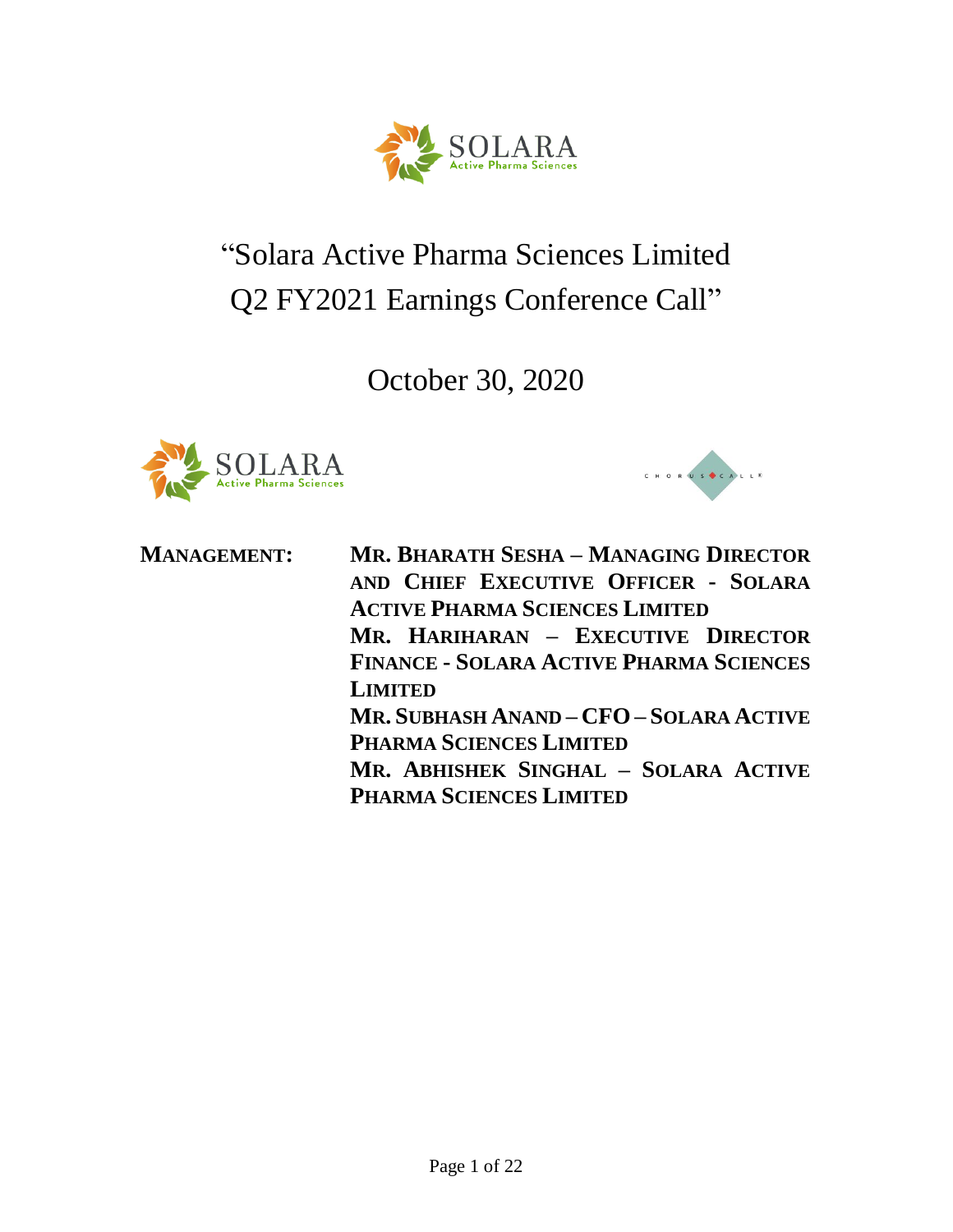# "Solara Active Pharma Sciences Limited Q2 FY2021 Earnings Conference Call"

October 30, 2020

**MANAGEMENT:** **MR. BHARATH SESHA – MANAGING DIRECTOR AND CHIEF EXECUTIVE OFFICER - SOLARA ACTIVE PHARMA SCIENCES LIMITED**

**MR. HARIHARAN – EXECUTIVE DIRECTOR FINANCE - SOLARA ACTIVE PHARMA SCIENCES LIMITED**

**MR. SUBHASH ANAND – CFO – SOLARA ACTIVE PHARMA SCIENCES LIMITED**

**MR. ABHISHEK SINGHAL – SOLARA ACTIVE PHARMA SCIENCES LIMITED**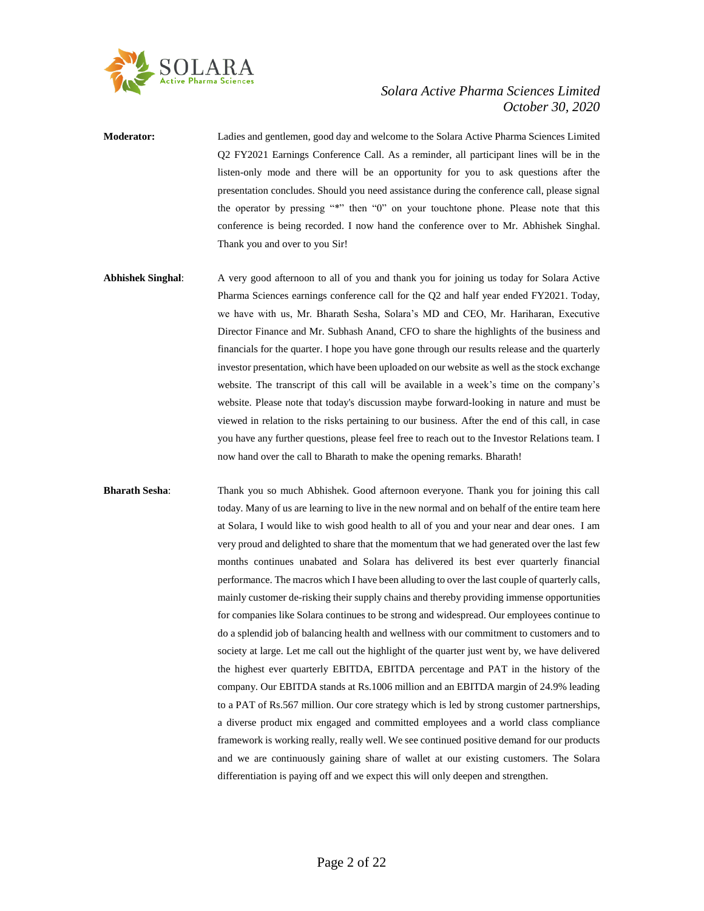**Moderator:** Ladies and gentlemen, good day and welcome to the Solara Active Pharma Sciences Limited Q2 FY2021 Earnings Conference Call. As a reminder, all participant lines will be in the listen-only mode and there will be an opportunity for you to ask questions after the presentation concludes. Should you need assistance during the conference call, please signal the operator by pressing "*" then "0" on your touchtone phone. Please note that this conference is being recorded. I now hand the conference over to Mr. Abhishek Singhal. Thank you and over to you Sir!

**Abhishek Singhal**: A very good afternoon to all of you and thank you for joining us today for Solara Active Pharma Sciences earnings conference call for the Q2 and half year ended FY2021. Today, we have with us, Mr. Bharath Sesha, Solara's MD and CEO, Mr. Hariharan, Executive Director Finance and Mr. Subhash Anand, CFO to share the highlights of the business and financials for the quarter. I hope you have gone through our results release and the quarterly investor presentation, which have been uploaded on our website as well as the stock exchange website. The transcript of this call will be available in a week's time on the company's website. Please note that today's discussion maybe forward-looking in nature and must be viewed in relation to the risks pertaining to our business. After the end of this call, in case you have any further questions, please feel free to reach out to the Investor Relations team. I now hand over the call to Bharath to make the opening remarks. Bharath!

**Bharath Sesha**: Thank you so much Abhishek. Good afternoon everyone. Thank you for joining this call today. Many of us are learning to live in the new normal and on behalf of the entire team here at Solara, I would like to wish good health to all of you and your near and dear ones. I am very proud and delighted to share that the momentum that we had generated over the last few months continues unabated and Solara has delivered its best ever quarterly financial performance. The macros which I have been alluding to over the last couple of quarterly calls, mainly customer de-risking their supply chains and thereby providing immense opportunities for companies like Solara continues to be strong and widespread. Our employees continue to do a splendid job of balancing health and wellness with our commitment to customers and to society at large. Let me call out the highlight of the quarter just went by, we have delivered the highest ever quarterly EBITDA, EBITDA percentage and PAT in the history of the company. Our EBITDA stands at Rs.1006 million and an EBITDA margin of 24.9% leading to a PAT of Rs.567 million. Our core strategy which is led by strong customer partnerships, a diverse product mix engaged and committed employees and a world class compliance framework is working really, really well. We see continued positive demand for our products and we are continuously gaining share of wallet at our existing customers. The Solara differentiation is paying off and we expect this will only deepen and strengthen.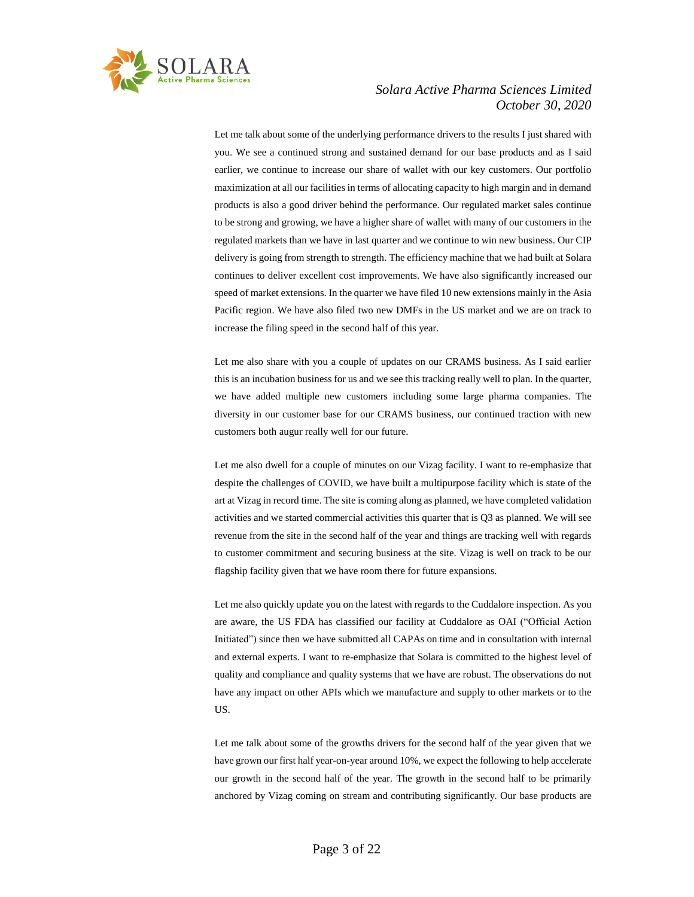Let me talk about some of the underlying performance drivers to the results I just shared with you. We see a continued strong and sustained demand for our base products and as I said earlier, we continue to increase our share of wallet with our key customers. Our portfolio maximization at all our facilities in terms of allocating capacity to high margin and in demand products is also a good driver behind the performance. Our regulated market sales continue to be strong and growing, we have a higher share of wallet with many of our customers in the regulated markets than we have in last quarter and we continue to win new business. Our CIP delivery is going from strength to strength. The efficiency machine that we had built at Solara continues to deliver excellent cost improvements. We have also significantly increased our speed of market extensions. In the quarter we have filed 10 new extensions mainly in the Asia Pacific region. We have also filed two new DMFs in the US market and we are on track to increase the filing speed in the second half of this year.

Let me also share with you a couple of updates on our CRAMS business. As I said earlier this is an incubation business for us and we see this tracking really well to plan. In the quarter, we have added multiple new customers including some large pharma companies. The diversity in our customer base for our CRAMS business, our continued traction with new customers both augur really well for our future.

Let me also dwell for a couple of minutes on our Vizag facility. I want to re-emphasize that despite the challenges of COVID, we have built a multipurpose facility which is state of the art at Vizag in record time. The site is coming along as planned, we have completed validation activities and we started commercial activities this quarter that is Q3 as planned. We will see revenue from the site in the second half of the year and things are tracking well with regards to customer commitment and securing business at the site. Vizag is well on track to be our flagship facility given that we have room there for future expansions.

Let me also quickly update you on the latest with regards to the Cuddalore inspection. As you are aware, the US FDA has classified our facility at Cuddalore as OAI ("Official Action Initiated") since then we have submitted all CAPAs on time and in consultation with internal and external experts. I want to re-emphasize that Solara is committed to the highest level of quality and compliance and quality systems that we have are robust. The observations do not have any impact on other APIs which we manufacture and supply to other markets or to the US.

Let me talk about some of the growths drivers for the second half of the year given that we have grown our first half year-on-year around 10%, we expect the following to help accelerate our growth in the second half of the year. The growth in the second half to be primarily anchored by Vizag coming on stream and contributing significantly. Our base products are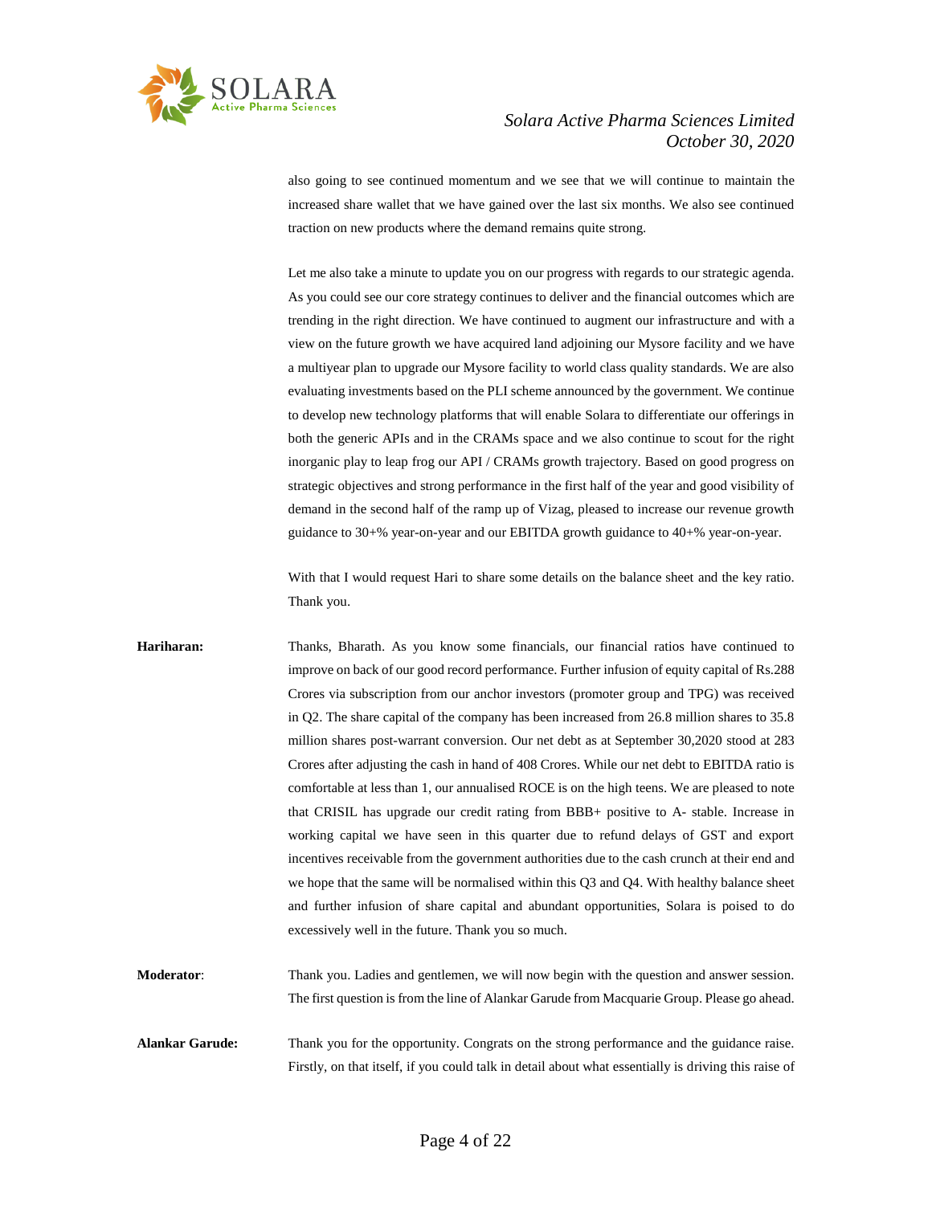also going to see continued momentum and we see that we will continue to maintain the increased share wallet that we have gained over the last six months. We also see continued traction on new products where the demand remains quite strong.

Let me also take a minute to update you on our progress with regards to our strategic agenda. As you could see our core strategy continues to deliver and the financial outcomes which are trending in the right direction. We have continued to augment our infrastructure and with a view on the future growth we have acquired land adjoining our Mysore facility and we have a multiyear plan to upgrade our Mysore facility to world class quality standards. We are also evaluating investments based on the PLI scheme announced by the government. We continue to develop new technology platforms that will enable Solara to differentiate our offerings in both the generic APIs and in the CRAMs space and we also continue to scout for the right inorganic play to leap frog our API / CRAMs growth trajectory. Based on good progress on strategic objectives and strong performance in the first half of the year and good visibility of demand in the second half of the ramp up of Vizag, pleased to increase our revenue growth guidance to 30+% year-on-year and our EBITDA growth guidance to 40+% year-on-year.

With that I would request Hari to share some details on the balance sheet and the key ratio. Thank you.

**Hariharan:** Thanks, Bharath. As you know some financials, our financial ratios have continued to improve on back of our good record performance. Further infusion of equity capital of Rs.288 Crores via subscription from our anchor investors (promoter group and TPG) was received in Q2. The share capital of the company has been increased from 26.8 million shares to 35.8 million shares post-warrant conversion. Our net debt as at September 30,2020 stood at 283 Crores after adjusting the cash in hand of 408 Crores. While our net debt to EBITDA ratio is comfortable at less than 1, our annualised ROCE is on the high teens. We are pleased to note that CRISIL has upgrade our credit rating from BBB+ positive to A- stable. Increase in working capital we have seen in this quarter due to refund delays of GST and export incentives receivable from the government authorities due to the cash crunch at their end and we hope that the same will be normalised within this Q3 and Q4. With healthy balance sheet and further infusion of share capital and abundant opportunities, Solara is poised to do excessively well in the future. Thank you so much.

**Moderator**: Thank you. Ladies and gentlemen, we will now begin with the question and answer session. The first question is from the line of Alankar Garude from Macquarie Group. Please go ahead.

**Alankar Garude:** Thank you for the opportunity. Congrats on the strong performance and the guidance raise. Firstly, on that itself, if you could talk in detail about what essentially is driving this raise of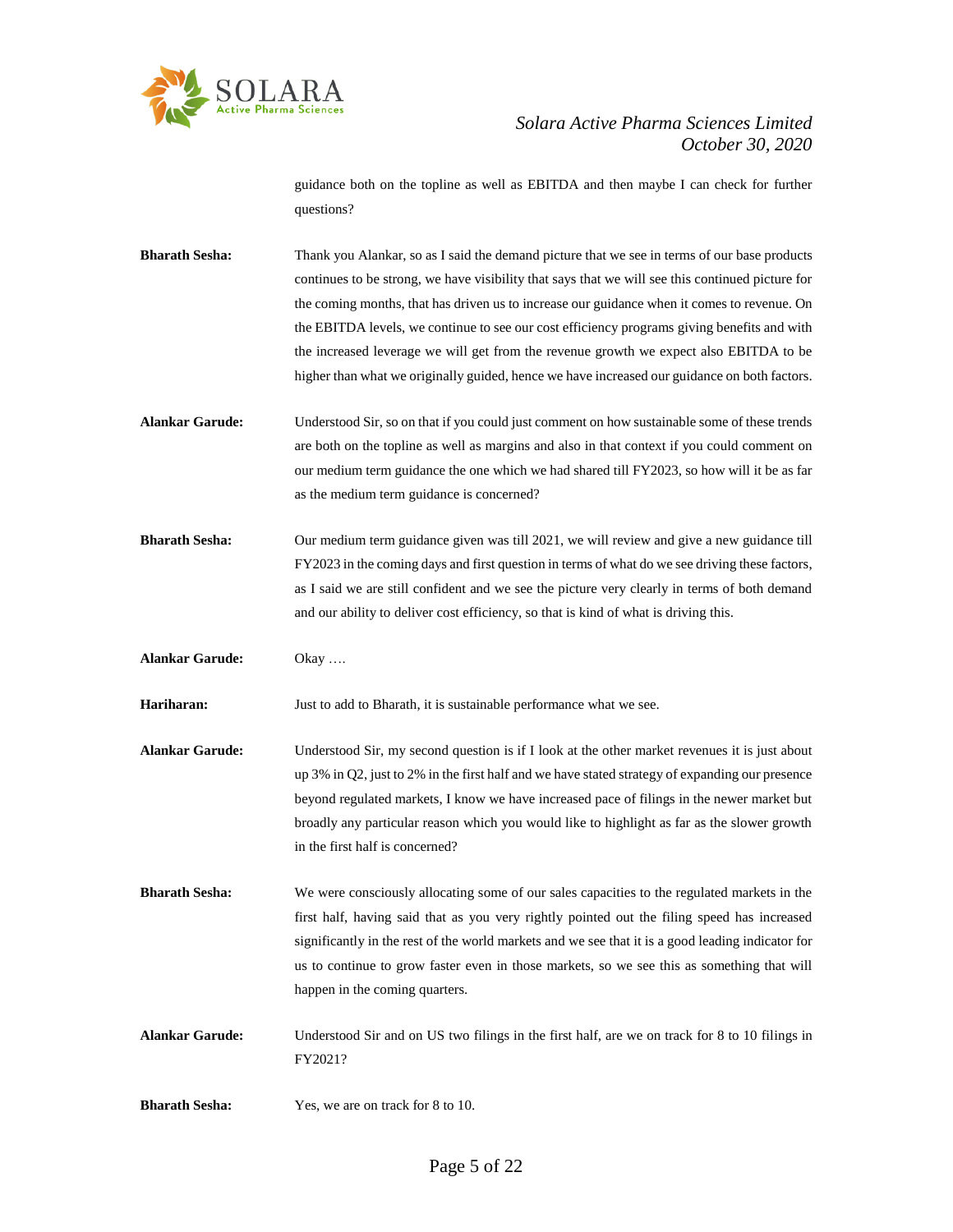guidance both on the topline as well as EBITDA and then maybe I can check for further questions?

**Bharath Sesha:** Thank you Alankar, so as I said the demand picture that we see in terms of our base products continues to be strong, we have visibility that says that we will see this continued picture for the coming months, that has driven us to increase our guidance when it comes to revenue. On the EBITDA levels, we continue to see our cost efficiency programs giving benefits and with the increased leverage we will get from the revenue growth we expect also EBITDA to be higher than what we originally guided, hence we have increased our guidance on both factors.

**Alankar Garude:** Understood Sir, so on that if you could just comment on how sustainable some of these trends are both on the topline as well as margins and also in that context if you could comment on our medium term guidance the one which we had shared till FY2023, so how will it be as far as the medium term guidance is concerned?

**Bharath Sesha:** Our medium term guidance given was till 2021, we will review and give a new guidance till FY2023 in the coming days and first question in terms of what do we see driving these factors, as I said we are still confident and we see the picture very clearly in terms of both demand and our ability to deliver cost efficiency, so that is kind of what is driving this.

**Alankar Garude:** Okay ….

**Hariharan:** Just to add to Bharath, it is sustainable performance what we see.

**Alankar Garude:** Understood Sir, my second question is if I look at the other market revenues it is just about up 3% in Q2, just to 2% in the first half and we have stated strategy of expanding our presence beyond regulated markets, I know we have increased pace of filings in the newer market but broadly any particular reason which you would like to highlight as far as the slower growth in the first half is concerned?

**Bharath Sesha:** We were consciously allocating some of our sales capacities to the regulated markets in the first half, having said that as you very rightly pointed out the filing speed has increased significantly in the rest of the world markets and we see that it is a good leading indicator for us to continue to grow faster even in those markets, so we see this as something that will happen in the coming quarters.

**Alankar Garude:** Understood Sir and on US two filings in the first half, are we on track for 8 to 10 filings in FY2021?

**Bharath Sesha:** Yes, we are on track for 8 to 10.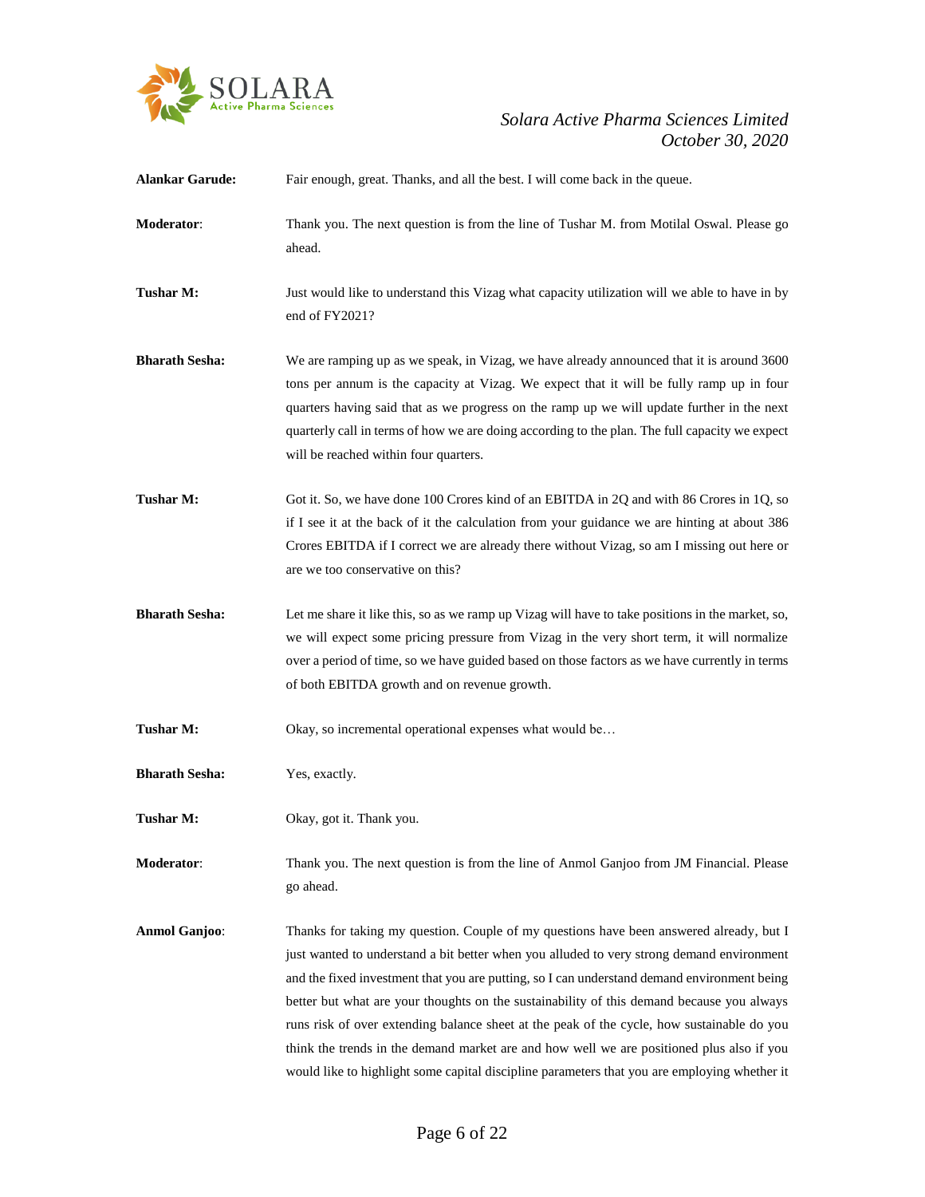**Alankar Garude:** Fair enough, great. Thanks, and all the best. I will come back in the queue.

**Moderator**: Thank you. The next question is from the line of Tushar M. from Motilal Oswal. Please go ahead.

**Tushar M:** Just would like to understand this Vizag what capacity utilization will we able to have in by end of FY2021?

**Bharath Sesha:** We are ramping up as we speak, in Vizag, we have already announced that it is around 3600 tons per annum is the capacity at Vizag. We expect that it will be fully ramp up in four quarters having said that as we progress on the ramp up we will update further in the next quarterly call in terms of how we are doing according to the plan. The full capacity we expect will be reached within four quarters.

**Tushar M:** Got it. So, we have done 100 Crores kind of an EBITDA in 2Q and with 86 Crores in 1Q, so if I see it at the back of it the calculation from your guidance we are hinting at about 386 Crores EBITDA if I correct we are already there without Vizag, so am I missing out here or are we too conservative on this?

**Bharath Sesha:** Let me share it like this, so as we ramp up Vizag will have to take positions in the market, so, we will expect some pricing pressure from Vizag in the very short term, it will normalize over a period of time, so we have guided based on those factors as we have currently in terms of both EBITDA growth and on revenue growth.

**Tushar M:** Okay, so incremental operational expenses what would be…

**Bharath Sesha:** Yes, exactly.

**Tushar M:** Okay, got it. Thank you.

**Moderator**: Thank you. The next question is from the line of Anmol Ganjoo from JM Financial. Please go ahead.

**Anmol Ganjoo**: Thanks for taking my question. Couple of my questions have been answered already, but I just wanted to understand a bit better when you alluded to very strong demand environment and the fixed investment that you are putting, so I can understand demand environment being better but what are your thoughts on the sustainability of this demand because you always runs risk of over extending balance sheet at the peak of the cycle, how sustainable do you think the trends in the demand market are and how well we are positioned plus also if you would like to highlight some capital discipline parameters that you are employing whether it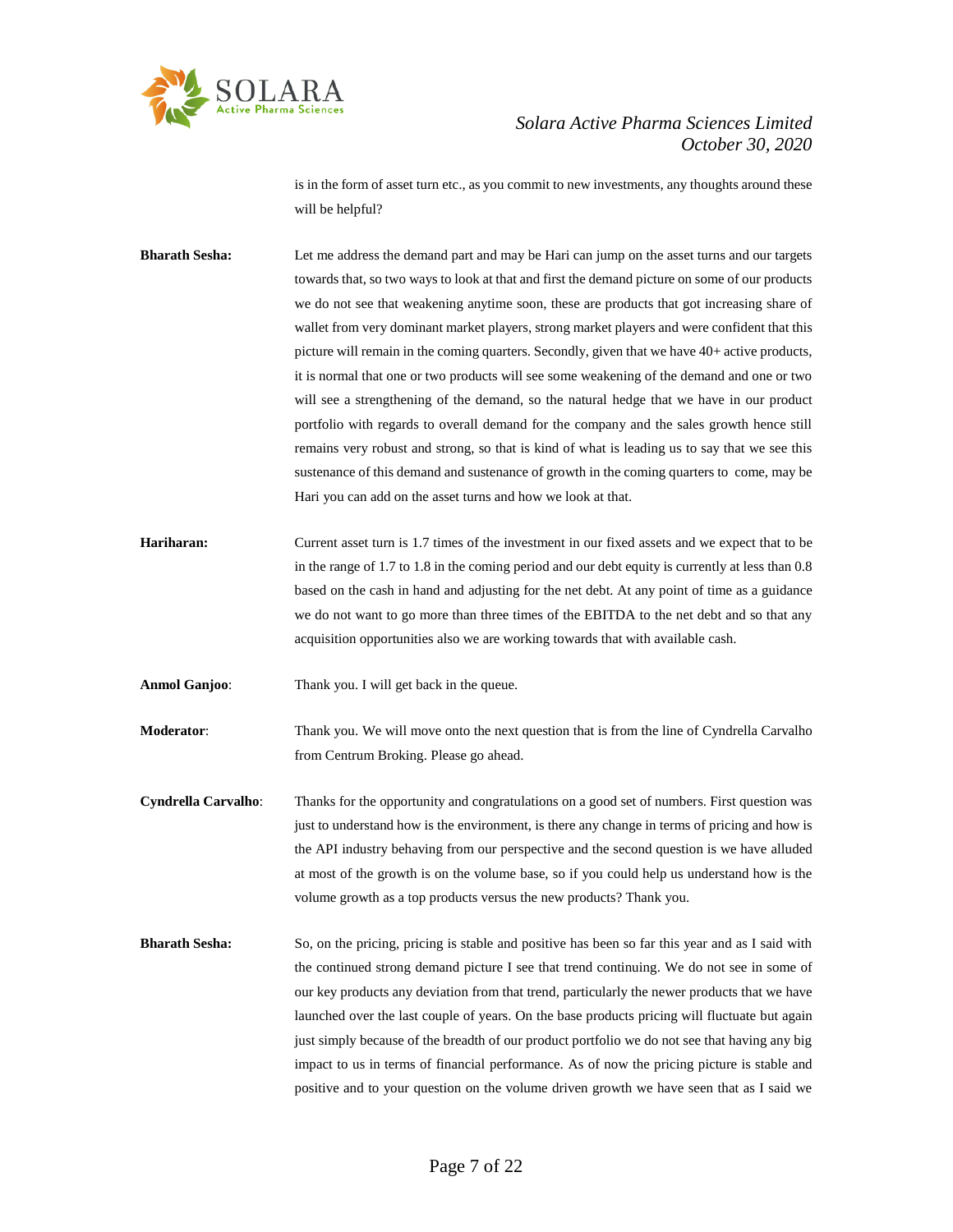is in the form of asset turn etc., as you commit to new investments, any thoughts around these will be helpful?

**Bharath Sesha:** Let me address the demand part and may be Hari can jump on the asset turns and our targets towards that, so two ways to look at that and first the demand picture on some of our products we do not see that weakening anytime soon, these are products that got increasing share of wallet from very dominant market players, strong market players and were confident that this picture will remain in the coming quarters. Secondly, given that we have 40+ active products, it is normal that one or two products will see some weakening of the demand and one or two will see a strengthening of the demand, so the natural hedge that we have in our product portfolio with regards to overall demand for the company and the sales growth hence still remains very robust and strong, so that is kind of what is leading us to say that we see this sustenance of this demand and sustenance of growth in the coming quarters to come, may be Hari you can add on the asset turns and how we look at that.

**Hariharan:** Current asset turn is 1.7 times of the investment in our fixed assets and we expect that to be in the range of 1.7 to 1.8 in the coming period and our debt equity is currently at less than 0.8 based on the cash in hand and adjusting for the net debt. At any point of time as a guidance we do not want to go more than three times of the EBITDA to the net debt and so that any acquisition opportunities also we are working towards that with available cash.

**Anmol Ganjoo**: Thank you. I will get back in the queue.

**Moderator**: Thank you. We will move onto the next question that is from the line of Cyndrella Carvalho from Centrum Broking. Please go ahead.

**Cyndrella Carvalho**: Thanks for the opportunity and congratulations on a good set of numbers. First question was just to understand how is the environment, is there any change in terms of pricing and how is the API industry behaving from our perspective and the second question is we have alluded at most of the growth is on the volume base, so if you could help us understand how is the volume growth as a top products versus the new products? Thank you.

**Bharath Sesha:** So, on the pricing, pricing is stable and positive has been so far this year and as I said with the continued strong demand picture I see that trend continuing. We do not see in some of our key products any deviation from that trend, particularly the newer products that we have launched over the last couple of years. On the base products pricing will fluctuate but again just simply because of the breadth of our product portfolio we do not see that having any big impact to us in terms of financial performance. As of now the pricing picture is stable and positive and to your question on the volume driven growth we have seen that as I said we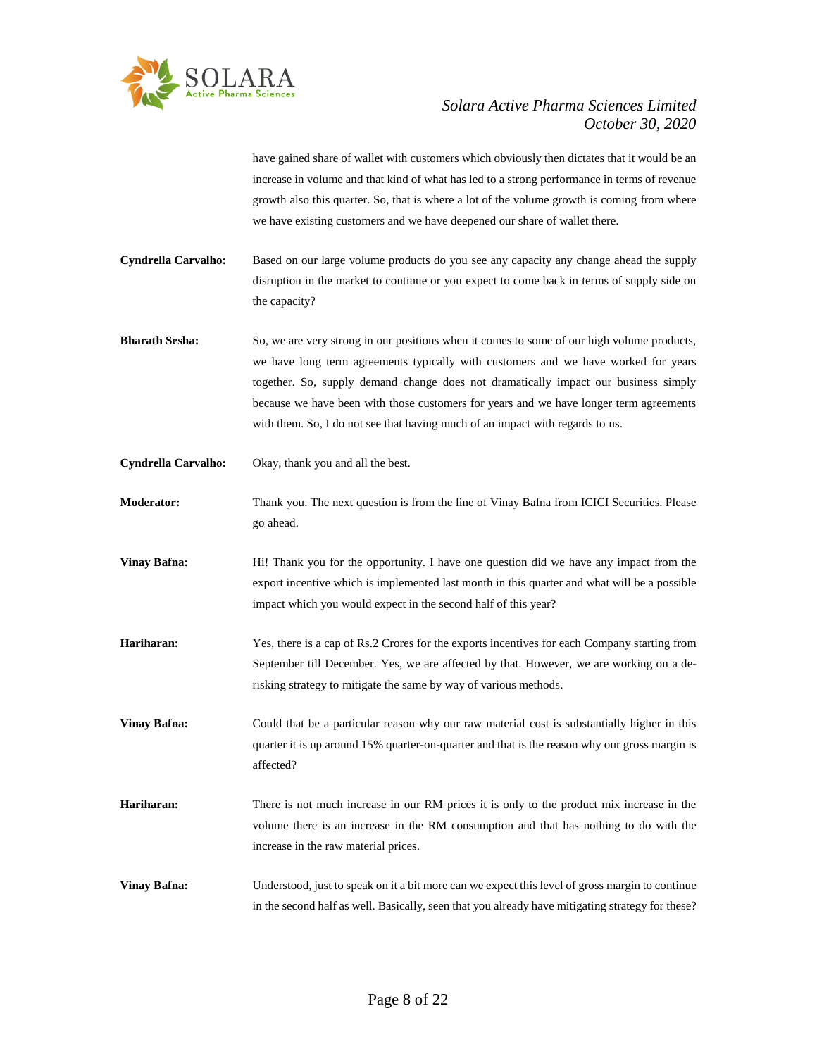have gained share of wallet with customers which obviously then dictates that it would be an increase in volume and that kind of what has led to a strong performance in terms of revenue growth also this quarter. So, that is where a lot of the volume growth is coming from where we have existing customers and we have deepened our share of wallet there.

**Cyndrella Carvalho:** Based on our large volume products do you see any capacity any change ahead the supply disruption in the market to continue or you expect to come back in terms of supply side on the capacity?

**Bharath Sesha:** So, we are very strong in our positions when it comes to some of our high volume products, we have long term agreements typically with customers and we have worked for years together. So, supply demand change does not dramatically impact our business simply because we have been with those customers for years and we have longer term agreements with them. So, I do not see that having much of an impact with regards to us.

**Cyndrella Carvalho:** Okay, thank you and all the best.

**Moderator:** Thank you. The next question is from the line of Vinay Bafna from ICICI Securities. Please go ahead.

**Vinay Bafna:** Hi! Thank you for the opportunity. I have one question did we have any impact from the export incentive which is implemented last month in this quarter and what will be a possible impact which you would expect in the second half of this year?

**Hariharan:** Yes, there is a cap of Rs.2 Crores for the exports incentives for each Company starting from September till December. Yes, we are affected by that. However, we are working on a de-risking strategy to mitigate the same by way of various methods.

**Vinay Bafna:** Could that be a particular reason why our raw material cost is substantially higher in this quarter it is up around 15% quarter-on-quarter and that is the reason why our gross margin is affected?

**Hariharan:** There is not much increase in our RM prices it is only to the product mix increase in the volume there is an increase in the RM consumption and that has nothing to do with the increase in the raw material prices.

**Vinay Bafna:** Understood, just to speak on it a bit more can we expect this level of gross margin to continue in the second half as well. Basically, seen that you already have mitigating strategy for these?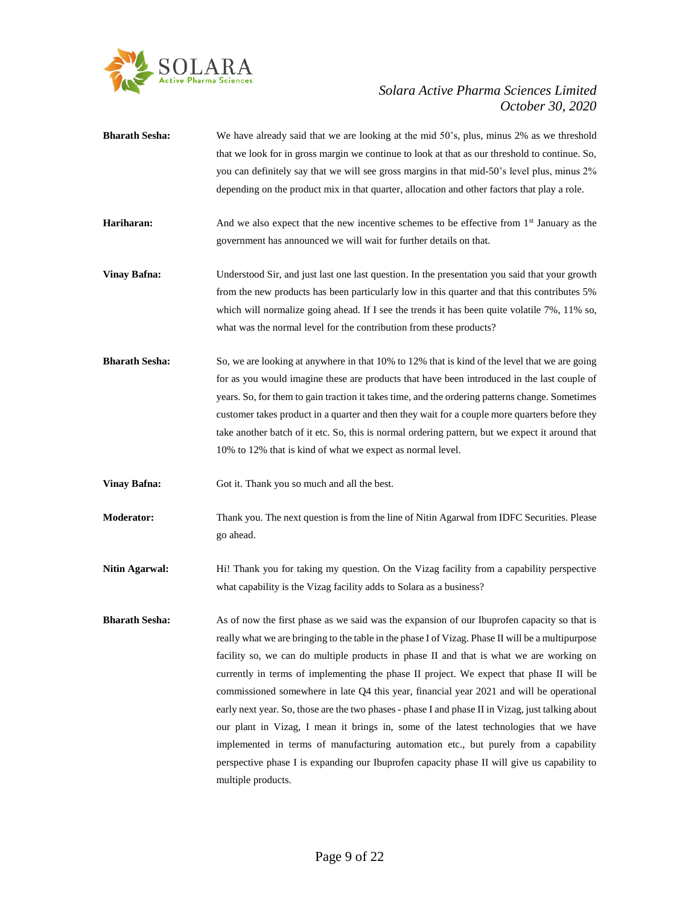**Bharath Sesha:** We have already said that we are looking at the mid 50's, plus, minus 2% as we threshold that we look for in gross margin we continue to look at that as our threshold to continue. So, you can definitely say that we will see gross margins in that mid-50's level plus, minus 2% depending on the product mix in that quarter, allocation and other factors that play a role.

**Hariharan:** And we also expect that the new incentive schemes to be effective from 1st January as the government has announced we will wait for further details on that.

**Vinay Bafna:** Understood Sir, and just last one last question. In the presentation you said that your growth from the new products has been particularly low in this quarter and that this contributes 5% which will normalize going ahead. If I see the trends it has been quite volatile 7%, 11% so, what was the normal level for the contribution from these products?

**Bharath Sesha:** So, we are looking at anywhere in that 10% to 12% that is kind of the level that we are going for as you would imagine these are products that have been introduced in the last couple of years. So, for them to gain traction it takes time, and the ordering patterns change. Sometimes customer takes product in a quarter and then they wait for a couple more quarters before they take another batch of it etc. So, this is normal ordering pattern, but we expect it around that 10% to 12% that is kind of what we expect as normal level.

**Vinay Bafna:** Got it. Thank you so much and all the best.

**Moderator:** Thank you. The next question is from the line of Nitin Agarwal from IDFC Securities. Please go ahead.

**Nitin Agarwal:** Hi! Thank you for taking my question. On the Vizag facility from a capability perspective what capability is the Vizag facility adds to Solara as a business?

**Bharath Sesha:** As of now the first phase as we said was the expansion of our Ibuprofen capacity so that is really what we are bringing to the table in the phase I of Vizag. Phase II will be a multipurpose facility so, we can do multiple products in phase II and that is what we are working on currently in terms of implementing the phase II project. We expect that phase II will be commissioned somewhere in late Q4 this year, financial year 2021 and will be operational early next year. So, those are the two phases - phase I and phase II in Vizag, just talking about our plant in Vizag, I mean it brings in, some of the latest technologies that we have implemented in terms of manufacturing automation etc., but purely from a capability perspective phase I is expanding our Ibuprofen capacity phase II will give us capability to multiple products.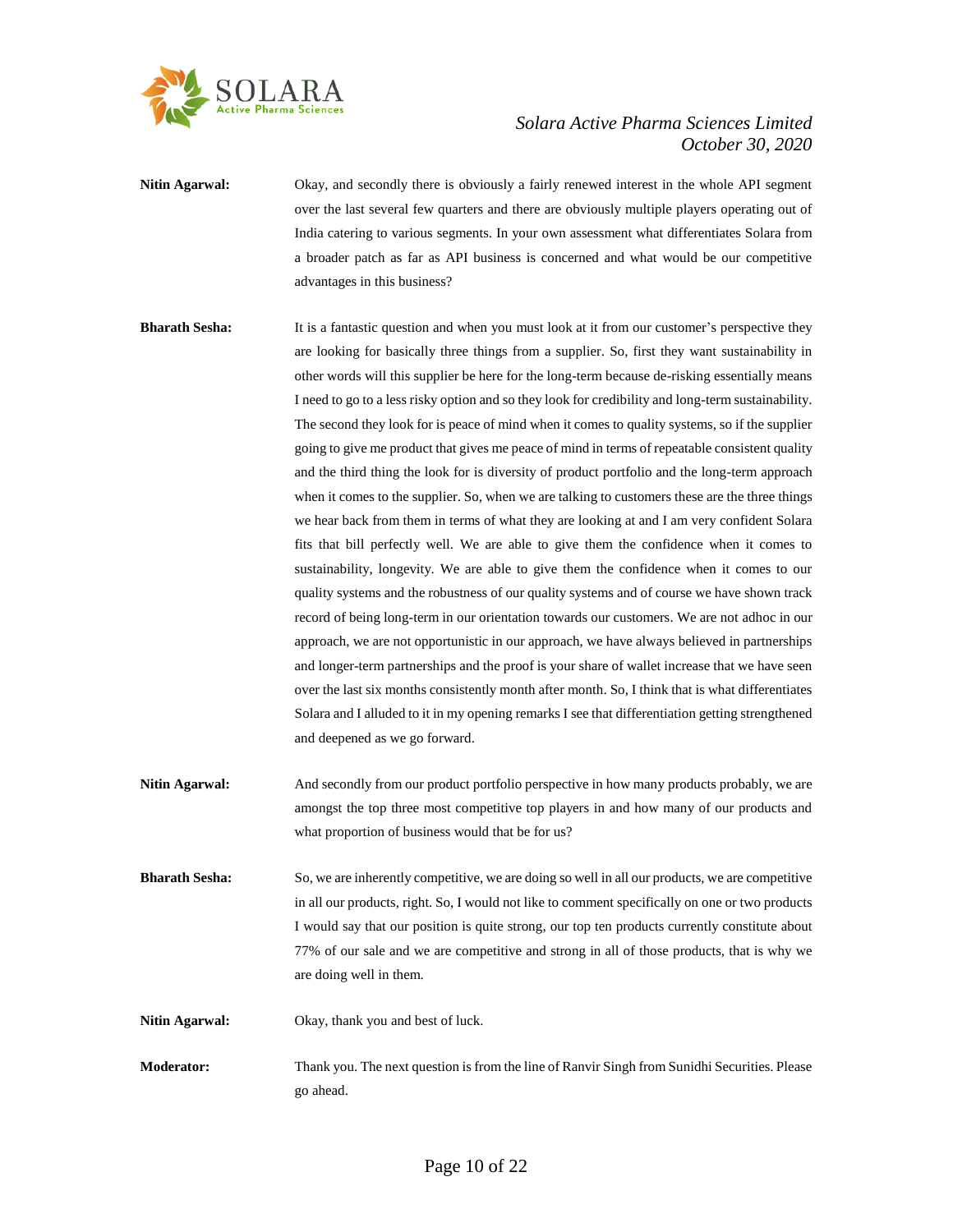**Nitin Agarwal:** Okay, and secondly there is obviously a fairly renewed interest in the whole API segment over the last several few quarters and there are obviously multiple players operating out of India catering to various segments. In your own assessment what differentiates Solara from a broader patch as far as API business is concerned and what would be our competitive advantages in this business?

**Bharath Sesha:** It is a fantastic question and when you must look at it from our customer's perspective they are looking for basically three things from a supplier. So, first they want sustainability in other words will this supplier be here for the long-term because de-risking essentially means I need to go to a less risky option and so they look for credibility and long-term sustainability. The second they look for is peace of mind when it comes to quality systems, so if the supplier going to give me product that gives me peace of mind in terms of repeatable consistent quality and the third thing the look for is diversity of product portfolio and the long-term approach when it comes to the supplier. So, when we are talking to customers these are the three things we hear back from them in terms of what they are looking at and I am very confident Solara fits that bill perfectly well. We are able to give them the confidence when it comes to sustainability, longevity. We are able to give them the confidence when it comes to our quality systems and the robustness of our quality systems and of course we have shown track record of being long-term in our orientation towards our customers. We are not adhoc in our approach, we are not opportunistic in our approach, we have always believed in partnerships and longer-term partnerships and the proof is your share of wallet increase that we have seen over the last six months consistently month after month. So, I think that is what differentiates Solara and I alluded to it in my opening remarks I see that differentiation getting strengthened and deepened as we go forward.

**Nitin Agarwal:** And secondly from our product portfolio perspective in how many products probably, we are amongst the top three most competitive top players in and how many of our products and what proportion of business would that be for us?

**Bharath Sesha:** So, we are inherently competitive, we are doing so well in all our products, we are competitive in all our products, right. So, I would not like to comment specifically on one or two products I would say that our position is quite strong, our top ten products currently constitute about 77% of our sale and we are competitive and strong in all of those products, that is why we are doing well in them.

**Nitin Agarwal:** Okay, thank you and best of luck.

**Moderator:** Thank you. The next question is from the line of Ranvir Singh from Sunidhi Securities. Please go ahead.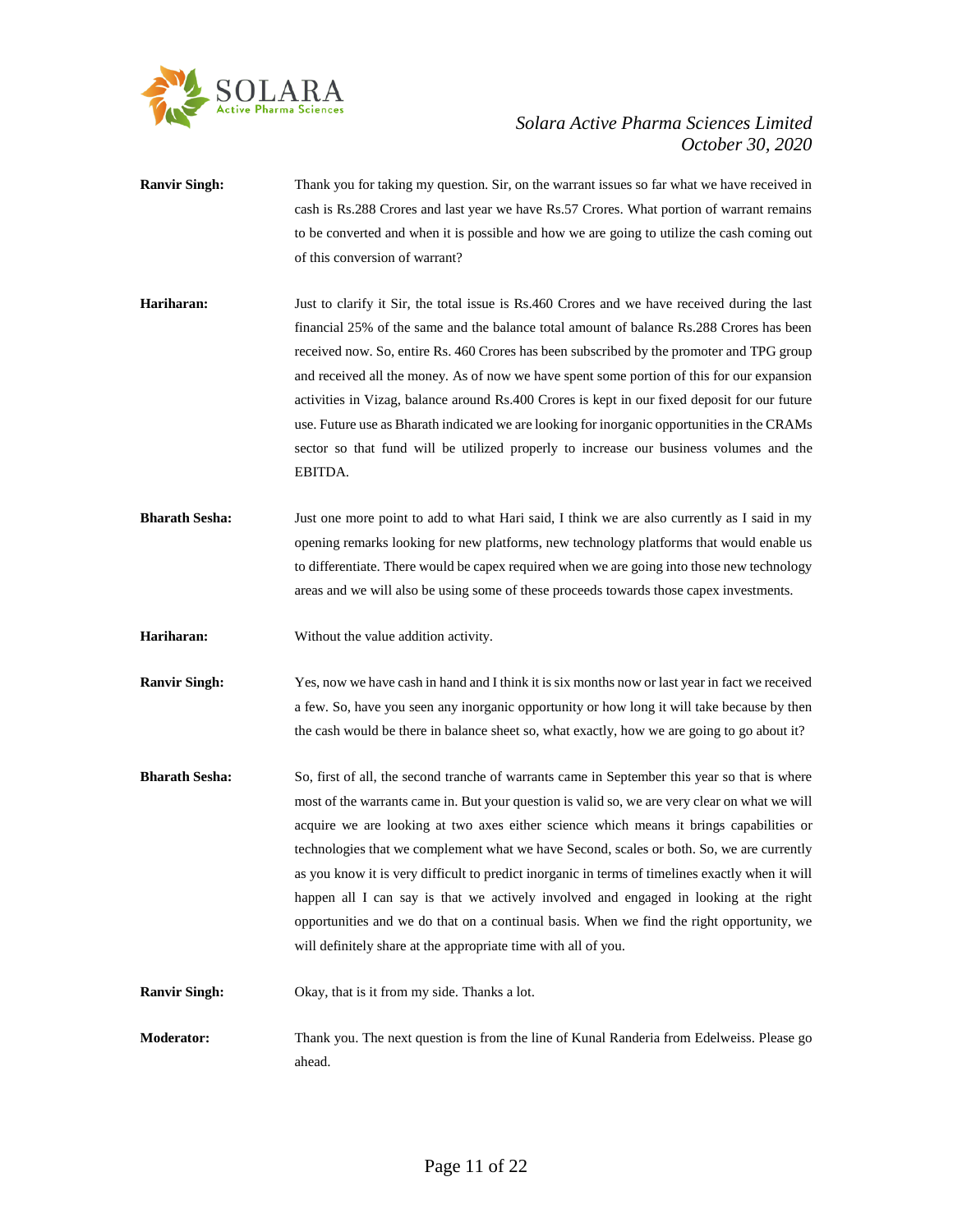**Ranvir Singh:** Thank you for taking my question. Sir, on the warrant issues so far what we have received in cash is Rs.288 Crores and last year we have Rs.57 Crores. What portion of warrant remains to be converted and when it is possible and how we are going to utilize the cash coming out of this conversion of warrant?

**Hariharan:** Just to clarify it Sir, the total issue is Rs.460 Crores and we have received during the last financial 25% of the same and the balance total amount of balance Rs.288 Crores has been received now. So, entire Rs. 460 Crores has been subscribed by the promoter and TPG group and received all the money. As of now we have spent some portion of this for our expansion activities in Vizag, balance around Rs.400 Crores is kept in our fixed deposit for our future use. Future use as Bharath indicated we are looking for inorganic opportunities in the CRAMs sector so that fund will be utilized properly to increase our business volumes and the EBITDA.

**Bharath Sesha:** Just one more point to add to what Hari said, I think we are also currently as I said in my opening remarks looking for new platforms, new technology platforms that would enable us to differentiate. There would be capex required when we are going into those new technology areas and we will also be using some of these proceeds towards those capex investments.

**Hariharan:** Without the value addition activity.

**Ranvir Singh:** Yes, now we have cash in hand and I think it is six months now or last year in fact we received a few. So, have you seen any inorganic opportunity or how long it will take because by then the cash would be there in balance sheet so, what exactly, how we are going to go about it?

**Bharath Sesha:** So, first of all, the second tranche of warrants came in September this year so that is where most of the warrants came in. But your question is valid so, we are very clear on what we will acquire we are looking at two axes either science which means it brings capabilities or technologies that we complement what we have Second, scales or both. So, we are currently as you know it is very difficult to predict inorganic in terms of timelines exactly when it will happen all I can say is that we actively involved and engaged in looking at the right opportunities and we do that on a continual basis. When we find the right opportunity, we will definitely share at the appropriate time with all of you.

**Ranvir Singh:** Okay, that is it from my side. Thanks a lot.

**Moderator:** Thank you. The next question is from the line of Kunal Randeria from Edelweiss. Please go ahead.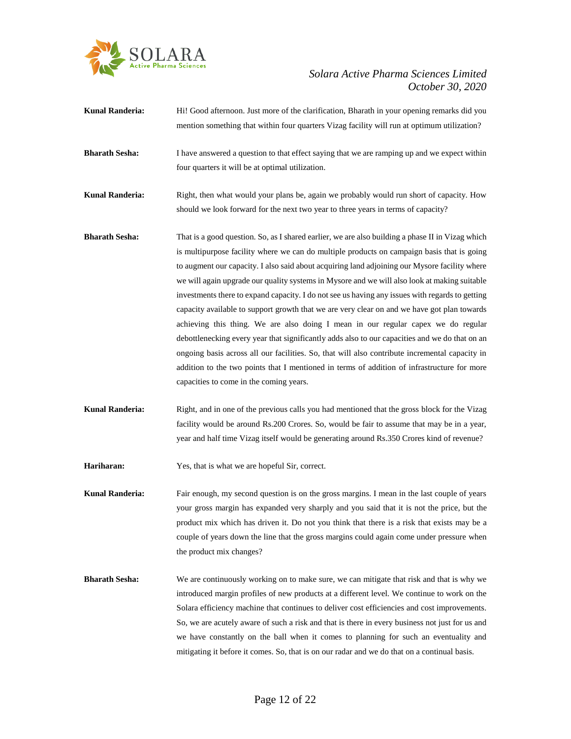**Kunal Randeria:** Hi! Good afternoon. Just more of the clarification, Bharath in your opening remarks did you mention something that within four quarters Vizag facility will run at optimum utilization?

**Bharath Sesha:** I have answered a question to that effect saying that we are ramping up and we expect within four quarters it will be at optimal utilization.

**Kunal Randeria:** Right, then what would your plans be, again we probably would run short of capacity. How should we look forward for the next two year to three years in terms of capacity?

**Bharath Sesha:** That is a good question. So, as I shared earlier, we are also building a phase II in Vizag which is multipurpose facility where we can do multiple products on campaign basis that is going to augment our capacity. I also said about acquiring land adjoining our Mysore facility where we will again upgrade our quality systems in Mysore and we will also look at making suitable investments there to expand capacity. I do not see us having any issues with regards to getting capacity available to support growth that we are very clear on and we have got plan towards achieving this thing. We are also doing I mean in our regular capex we do regular debottlenecking every year that significantly adds also to our capacities and we do that on an ongoing basis across all our facilities. So, that will also contribute incremental capacity in addition to the two points that I mentioned in terms of addition of infrastructure for more capacities to come in the coming years.

**Kunal Randeria:** Right, and in one of the previous calls you had mentioned that the gross block for the Vizag facility would be around Rs.200 Crores. So, would be fair to assume that may be in a year, year and half time Vizag itself would be generating around Rs.350 Crores kind of revenue?

**Hariharan:** Yes, that is what we are hopeful Sir, correct.

**Kunal Randeria:** Fair enough, my second question is on the gross margins. I mean in the last couple of years your gross margin has expanded very sharply and you said that it is not the price, but the product mix which has driven it. Do not you think that there is a risk that exists may be a couple of years down the line that the gross margins could again come under pressure when the product mix changes?

**Bharath Sesha:** We are continuously working on to make sure, we can mitigate that risk and that is why we introduced margin profiles of new products at a different level. We continue to work on the Solara efficiency machine that continues to deliver cost efficiencies and cost improvements. So, we are acutely aware of such a risk and that is there in every business not just for us and we have constantly on the ball when it comes to planning for such an eventuality and mitigating it before it comes. So, that is on our radar and we do that on a continual basis.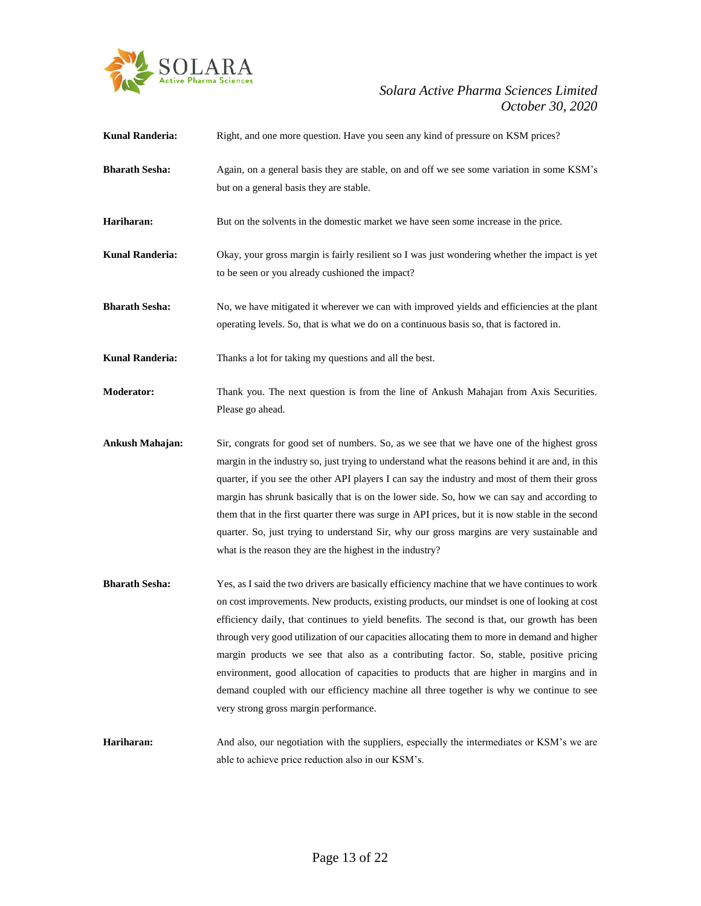**Kunal Randeria:** Right, and one more question. Have you seen any kind of pressure on KSM prices?

**Bharath Sesha:** Again, on a general basis they are stable, on and off we see some variation in some KSM's but on a general basis they are stable.

**Hariharan:** But on the solvents in the domestic market we have seen some increase in the price.

**Kunal Randeria:** Okay, your gross margin is fairly resilient so I was just wondering whether the impact is yet to be seen or you already cushioned the impact?

**Bharath Sesha:** No, we have mitigated it wherever we can with improved yields and efficiencies at the plant operating levels. So, that is what we do on a continuous basis so, that is factored in.

**Kunal Randeria:** Thanks a lot for taking my questions and all the best.

**Moderator:** Thank you. The next question is from the line of Ankush Mahajan from Axis Securities. Please go ahead.

**Ankush Mahajan:** Sir, congrats for good set of numbers. So, as we see that we have one of the highest gross margin in the industry so, just trying to understand what the reasons behind it are and, in this quarter, if you see the other API players I can say the industry and most of them their gross margin has shrunk basically that is on the lower side. So, how we can say and according to them that in the first quarter there was surge in API prices, but it is now stable in the second quarter. So, just trying to understand Sir, why our gross margins are very sustainable and what is the reason they are the highest in the industry?

**Bharath Sesha:** Yes, as I said the two drivers are basically efficiency machine that we have continues to work on cost improvements. New products, existing products, our mindset is one of looking at cost efficiency daily, that continues to yield benefits. The second is that, our growth has been through very good utilization of our capacities allocating them to more in demand and higher margin products we see that also as a contributing factor. So, stable, positive pricing environment, good allocation of capacities to products that are higher in margins and in demand coupled with our efficiency machine all three together is why we continue to see very strong gross margin performance.

**Hariharan:** And also, our negotiation with the suppliers, especially the intermediates or KSM's we are able to achieve price reduction also in our KSM's.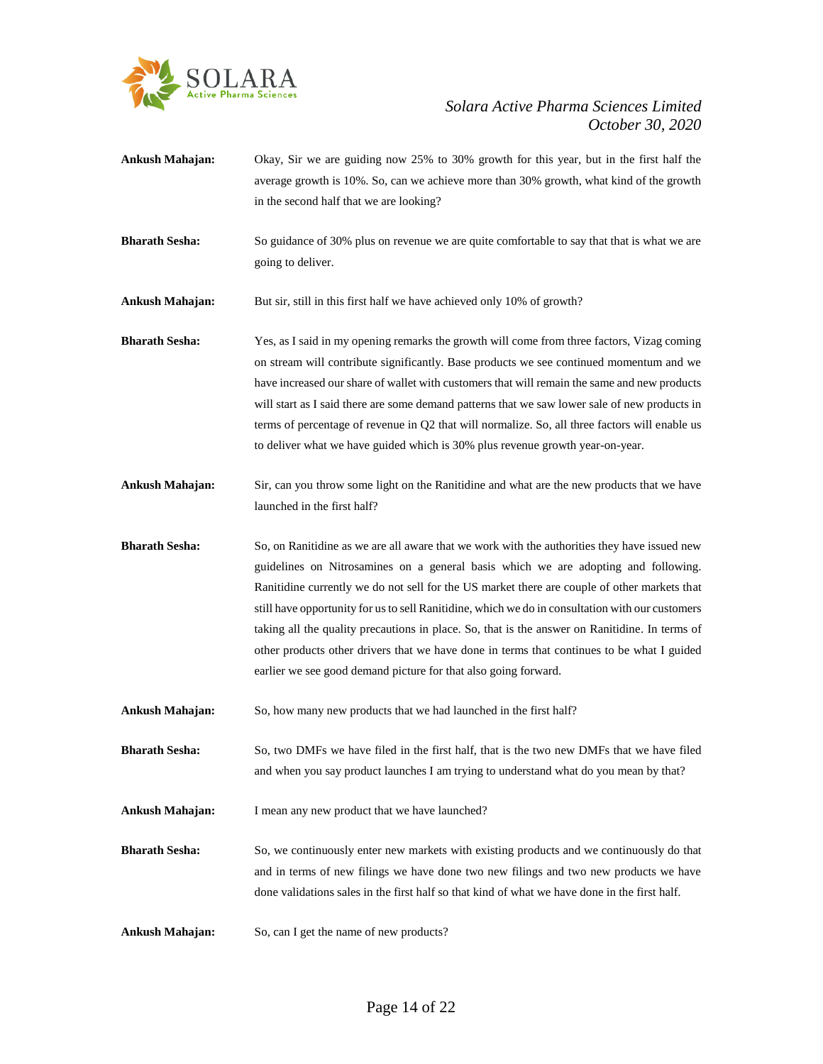**Ankush Mahajan:** Okay, Sir we are guiding now 25% to 30% growth for this year, but in the first half the average growth is 10%. So, can we achieve more than 30% growth, what kind of the growth in the second half that we are looking?

**Bharath Sesha:** So guidance of 30% plus on revenue we are quite comfortable to say that that is what we are going to deliver.

**Ankush Mahajan:** But sir, still in this first half we have achieved only 10% of growth?

**Bharath Sesha:** Yes, as I said in my opening remarks the growth will come from three factors, Vizag coming on stream will contribute significantly. Base products we see continued momentum and we have increased our share of wallet with customers that will remain the same and new products will start as I said there are some demand patterns that we saw lower sale of new products in terms of percentage of revenue in Q2 that will normalize. So, all three factors will enable us to deliver what we have guided which is 30% plus revenue growth year-on-year.

**Ankush Mahajan:** Sir, can you throw some light on the Ranitidine and what are the new products that we have launched in the first half?

**Bharath Sesha:** So, on Ranitidine as we are all aware that we work with the authorities they have issued new guidelines on Nitrosamines on a general basis which we are adopting and following. Ranitidine currently we do not sell for the US market there are couple of other markets that still have opportunity for us to sell Ranitidine, which we do in consultation with our customers taking all the quality precautions in place. So, that is the answer on Ranitidine. In terms of other products other drivers that we have done in terms that continues to be what I guided earlier we see good demand picture for that also going forward.

**Ankush Mahajan:** So, how many new products that we had launched in the first half?

**Bharath Sesha:** So, two DMFs we have filed in the first half, that is the two new DMFs that we have filed and when you say product launches I am trying to understand what do you mean by that?

**Ankush Mahajan:** I mean any new product that we have launched?

**Bharath Sesha:** So, we continuously enter new markets with existing products and we continuously do that and in terms of new filings we have done two new filings and two new products we have done validations sales in the first half so that kind of what we have done in the first half.

**Ankush Mahajan:** So, can I get the name of new products?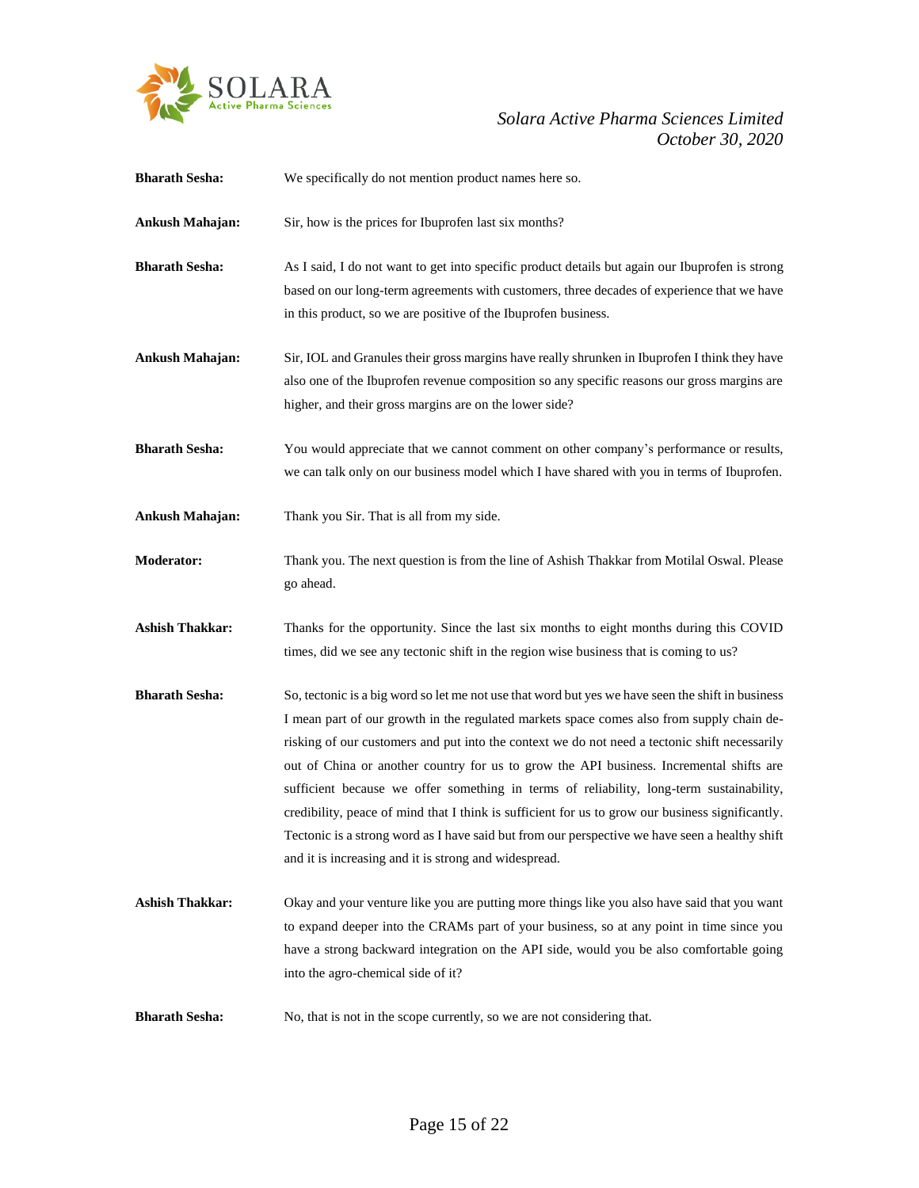**Bharath Sesha:** We specifically do not mention product names here so.

**Ankush Mahajan:** Sir, how is the prices for Ibuprofen last six months?

**Bharath Sesha:** As I said, I do not want to get into specific product details but again our Ibuprofen is strong based on our long-term agreements with customers, three decades of experience that we have in this product, so we are positive of the Ibuprofen business.

**Ankush Mahajan:** Sir, IOL and Granules their gross margins have really shrunken in Ibuprofen I think they have also one of the Ibuprofen revenue composition so any specific reasons our gross margins are higher, and their gross margins are on the lower side?

**Bharath Sesha:** You would appreciate that we cannot comment on other company's performance or results, we can talk only on our business model which I have shared with you in terms of Ibuprofen.

**Ankush Mahajan:** Thank you Sir. That is all from my side.

**Moderator:** Thank you. The next question is from the line of Ashish Thakkar from Motilal Oswal. Please go ahead.

**Ashish Thakkar:** Thanks for the opportunity. Since the last six months to eight months during this COVID times, did we see any tectonic shift in the region wise business that is coming to us?

**Bharath Sesha:** So, tectonic is a big word so let me not use that word but yes we have seen the shift in business I mean part of our growth in the regulated markets space comes also from supply chain de-risking of our customers and put into the context we do not need a tectonic shift necessarily out of China or another country for us to grow the API business. Incremental shifts are sufficient because we offer something in terms of reliability, long-term sustainability, credibility, peace of mind that I think is sufficient for us to grow our business significantly. Tectonic is a strong word as I have said but from our perspective we have seen a healthy shift and it is increasing and it is strong and widespread.

**Ashish Thakkar:** Okay and your venture like you are putting more things like you also have said that you want to expand deeper into the CRAMs part of your business, so at any point in time since you have a strong backward integration on the API side, would you be also comfortable going into the agro-chemical side of it?

**Bharath Sesha:** No, that is not in the scope currently, so we are not considering that.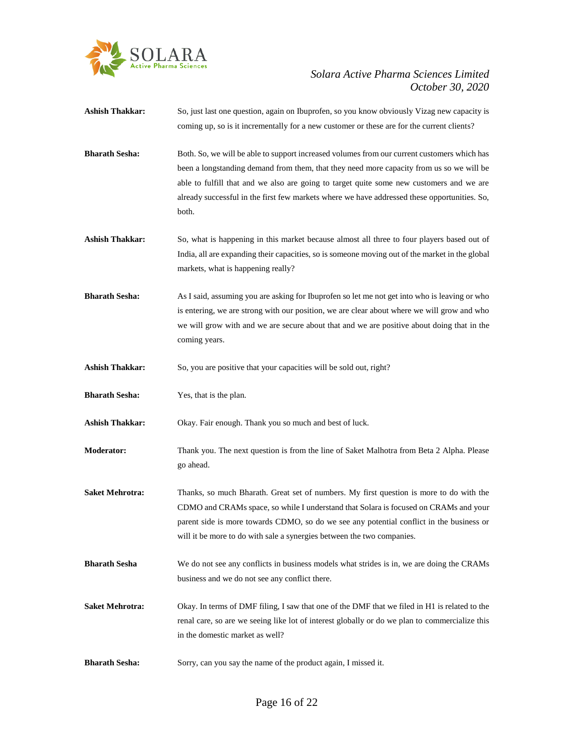**Ashish Thakkar:** So, just last one question, again on Ibuprofen, so you know obviously Vizag new capacity is coming up, so is it incrementally for a new customer or these are for the current clients?

**Bharath Sesha:** Both. So, we will be able to support increased volumes from our current customers which has been a longstanding demand from them, that they need more capacity from us so we will be able to fulfill that and we also are going to target quite some new customers and we are already successful in the first few markets where we have addressed these opportunities. So, both.

**Ashish Thakkar:** So, what is happening in this market because almost all three to four players based out of India, all are expanding their capacities, so is someone moving out of the market in the global markets, what is happening really?

**Bharath Sesha:** As I said, assuming you are asking for Ibuprofen so let me not get into who is leaving or who is entering, we are strong with our position, we are clear about where we will grow and who we will grow with and we are secure about that and we are positive about doing that in the coming years.

**Ashish Thakkar:** So, you are positive that your capacities will be sold out, right?

**Bharath Sesha:** Yes, that is the plan.

**Ashish Thakkar:** Okay. Fair enough. Thank you so much and best of luck.

**Moderator:** Thank you. The next question is from the line of Saket Malhotra from Beta 2 Alpha. Please go ahead.

**Saket Mehrotra:** Thanks, so much Bharath. Great set of numbers. My first question is more to do with the CDMO and CRAMs space, so while I understand that Solara is focused on CRAMs and your parent side is more towards CDMO, so do we see any potential conflict in the business or will it be more to do with sale a synergies between the two companies.

**Bharath Sesha** We do not see any conflicts in business models what strides is in, we are doing the CRAMs business and we do not see any conflict there.

**Saket Mehrotra:** Okay. In terms of DMF filing, I saw that one of the DMF that we filed in H1 is related to the renal care, so are we seeing like lot of interest globally or do we plan to commercialize this in the domestic market as well?

**Bharath Sesha:** Sorry, can you say the name of the product again, I missed it.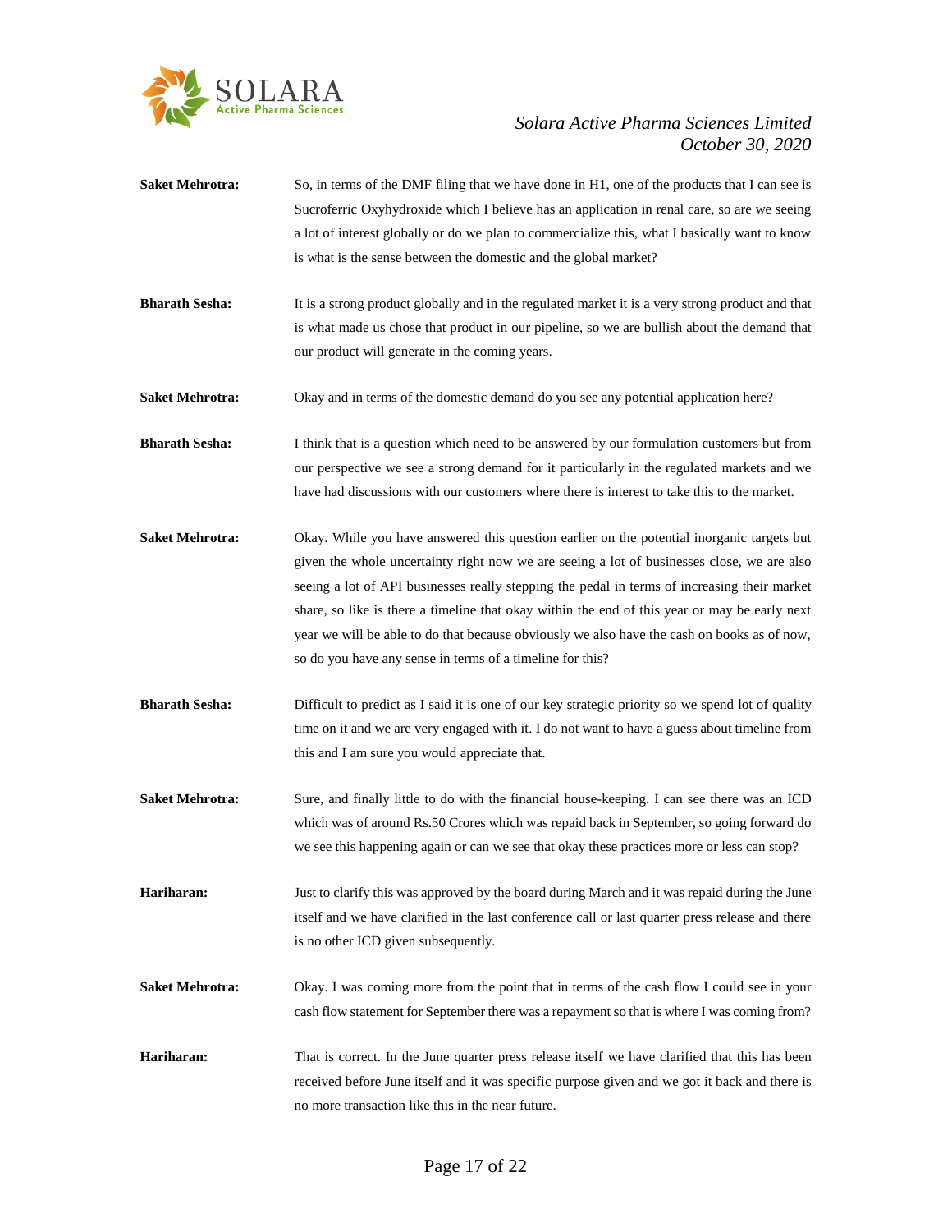**Saket Mehrotra:** So, in terms of the DMF filing that we have done in H1, one of the products that I can see is Sucroferric Oxyhydroxide which I believe has an application in renal care, so are we seeing a lot of interest globally or do we plan to commercialize this, what I basically want to know is what is the sense between the domestic and the global market?

**Bharath Sesha:** It is a strong product globally and in the regulated market it is a very strong product and that is what made us chose that product in our pipeline, so we are bullish about the demand that our product will generate in the coming years.

**Saket Mehrotra:** Okay and in terms of the domestic demand do you see any potential application here?

**Bharath Sesha:** I think that is a question which need to be answered by our formulation customers but from our perspective we see a strong demand for it particularly in the regulated markets and we have had discussions with our customers where there is interest to take this to the market.

**Saket Mehrotra:** Okay. While you have answered this question earlier on the potential inorganic targets but given the whole uncertainty right now we are seeing a lot of businesses close, we are also seeing a lot of API businesses really stepping the pedal in terms of increasing their market share, so like is there a timeline that okay within the end of this year or may be early next year we will be able to do that because obviously we also have the cash on books as of now, so do you have any sense in terms of a timeline for this?

**Bharath Sesha:** Difficult to predict as I said it is one of our key strategic priority so we spend lot of quality time on it and we are very engaged with it. I do not want to have a guess about timeline from this and I am sure you would appreciate that.

**Saket Mehrotra:** Sure, and finally little to do with the financial house-keeping. I can see there was an ICD which was of around Rs.50 Crores which was repaid back in September, so going forward do we see this happening again or can we see that okay these practices more or less can stop?

**Hariharan:** Just to clarify this was approved by the board during March and it was repaid during the June itself and we have clarified in the last conference call or last quarter press release and there is no other ICD given subsequently.

**Saket Mehrotra:** Okay. I was coming more from the point that in terms of the cash flow I could see in your cash flow statement for September there was a repayment so that is where I was coming from?

**Hariharan:** That is correct. In the June quarter press release itself we have clarified that this has been received before June itself and it was specific purpose given and we got it back and there is no more transaction like this in the near future.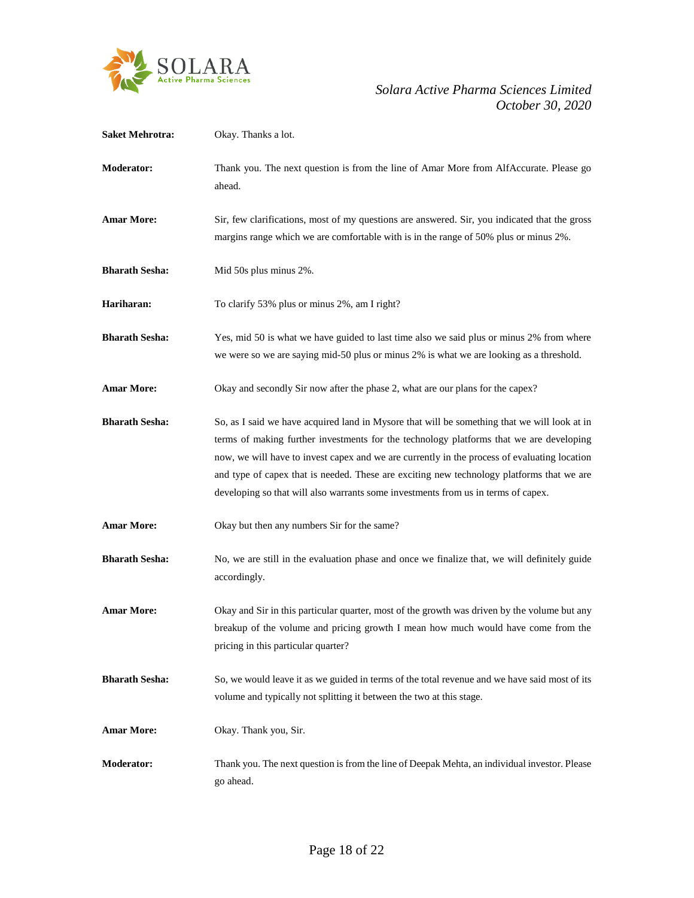**Saket Mehrotra:** Okay. Thanks a lot.

**Moderator:** Thank you. The next question is from the line of Amar More from AlfAccurate. Please go ahead.

**Amar More:** Sir, few clarifications, most of my questions are answered. Sir, you indicated that the gross margins range which we are comfortable with is in the range of 50% plus or minus 2%.

**Bharath Sesha:** Mid 50s plus minus 2%.

**Hariharan:** To clarify 53% plus or minus 2%, am I right?

**Bharath Sesha:** Yes, mid 50 is what we have guided to last time also we said plus or minus 2% from where we were so we are saying mid-50 plus or minus 2% is what we are looking as a threshold.

**Amar More:** Okay and secondly Sir now after the phase 2, what are our plans for the capex?

**Bharath Sesha:** So, as I said we have acquired land in Mysore that will be something that we will look at in terms of making further investments for the technology platforms that we are developing now, we will have to invest capex and we are currently in the process of evaluating location and type of capex that is needed. These are exciting new technology platforms that we are developing so that will also warrants some investments from us in terms of capex.

**Amar More:** Okay but then any numbers Sir for the same?

**Bharath Sesha:** No, we are still in the evaluation phase and once we finalize that, we will definitely guide accordingly.

**Amar More:** Okay and Sir in this particular quarter, most of the growth was driven by the volume but any breakup of the volume and pricing growth I mean how much would have come from the pricing in this particular quarter?

**Bharath Sesha:** So, we would leave it as we guided in terms of the total revenue and we have said most of its volume and typically not splitting it between the two at this stage.

**Amar More:** Okay. Thank you, Sir.

**Moderator:** Thank you. The next question is from the line of Deepak Mehta, an individual investor. Please go ahead.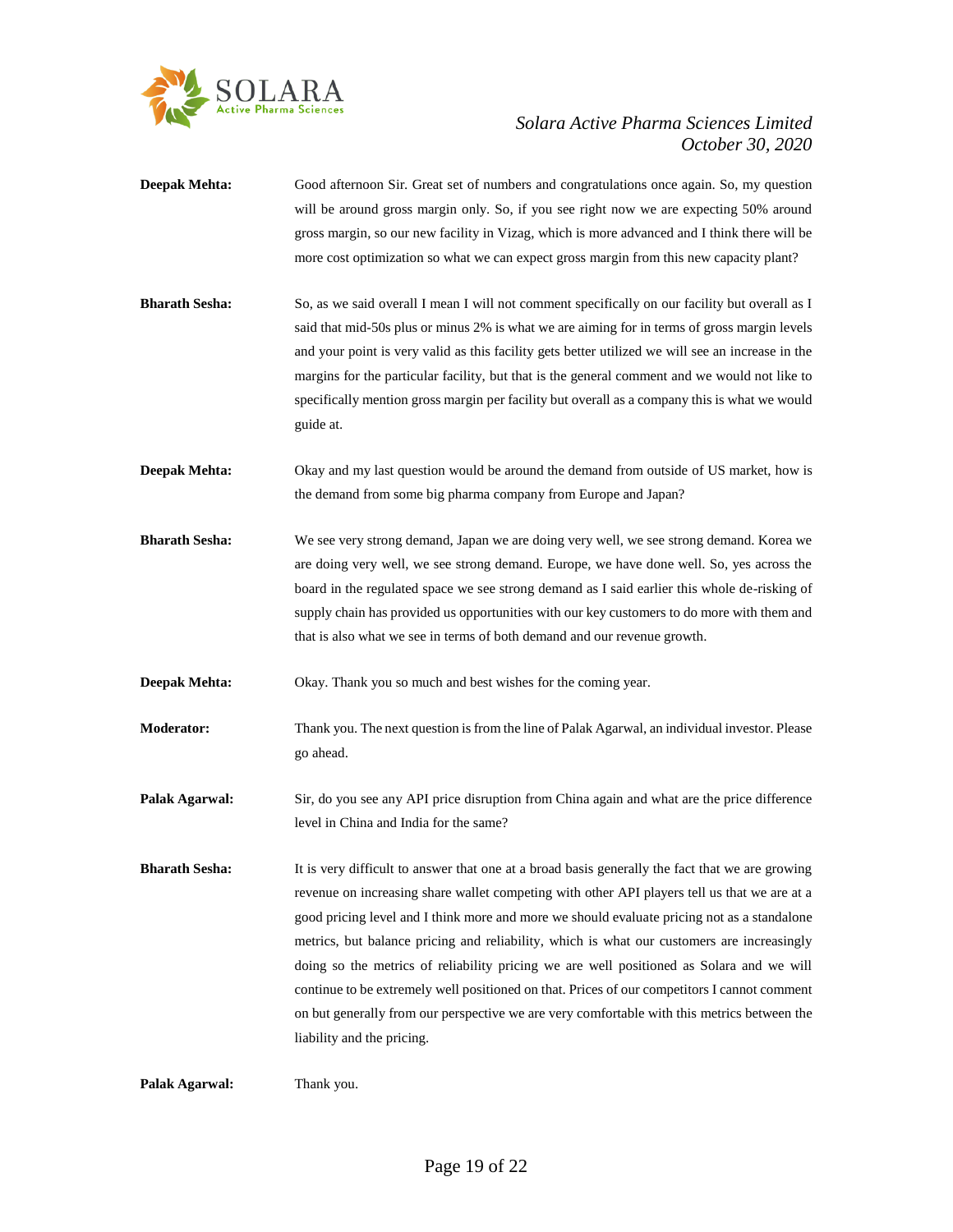**Deepak Mehta:** Good afternoon Sir. Great set of numbers and congratulations once again. So, my question will be around gross margin only. So, if you see right now we are expecting 50% around gross margin, so our new facility in Vizag, which is more advanced and I think there will be more cost optimization so what we can expect gross margin from this new capacity plant?

**Bharath Sesha:** So, as we said overall I mean I will not comment specifically on our facility but overall as I said that mid-50s plus or minus 2% is what we are aiming for in terms of gross margin levels and your point is very valid as this facility gets better utilized we will see an increase in the margins for the particular facility, but that is the general comment and we would not like to specifically mention gross margin per facility but overall as a company this is what we would guide at.

**Deepak Mehta:** Okay and my last question would be around the demand from outside of US market, how is the demand from some big pharma company from Europe and Japan?

**Bharath Sesha:** We see very strong demand, Japan we are doing very well, we see strong demand. Korea we are doing very well, we see strong demand. Europe, we have done well. So, yes across the board in the regulated space we see strong demand as I said earlier this whole de-risking of supply chain has provided us opportunities with our key customers to do more with them and that is also what we see in terms of both demand and our revenue growth.

**Deepak Mehta:** Okay. Thank you so much and best wishes for the coming year.

**Moderator:** Thank you. The next question is from the line of Palak Agarwal, an individual investor. Please go ahead.

**Palak Agarwal:** Sir, do you see any API price disruption from China again and what are the price difference level in China and India for the same?

**Bharath Sesha:** It is very difficult to answer that one at a broad basis generally the fact that we are growing revenue on increasing share wallet competing with other API players tell us that we are at a good pricing level and I think more and more we should evaluate pricing not as a standalone metrics, but balance pricing and reliability, which is what our customers are increasingly doing so the metrics of reliability pricing we are well positioned as Solara and we will continue to be extremely well positioned on that. Prices of our competitors I cannot comment on but generally from our perspective we are very comfortable with this metrics between the liability and the pricing.

**Palak Agarwal:** Thank you.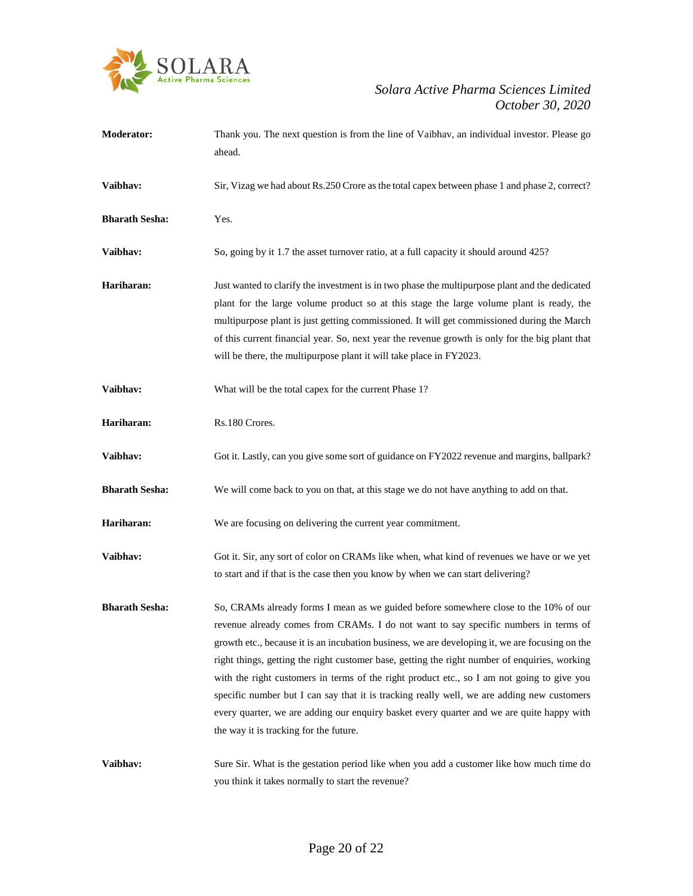**Moderator:** Thank you. The next question is from the line of Vaibhav, an individual investor. Please go ahead.

**Vaibhav:** Sir, Vizag we had about Rs.250 Crore as the total capex between phase 1 and phase 2, correct?

**Bharath Sesha:** Yes.

**Vaibhav:** So, going by it 1.7 the asset turnover ratio, at a full capacity it should around 425?

**Hariharan:** Just wanted to clarify the investment is in two phase the multipurpose plant and the dedicated plant for the large volume product so at this stage the large volume plant is ready, the multipurpose plant is just getting commissioned. It will get commissioned during the March of this current financial year. So, next year the revenue growth is only for the big plant that will be there, the multipurpose plant it will take place in FY2023.

**Vaibhav:** What will be the total capex for the current Phase 1?

**Hariharan:** Rs.180 Crores.

**Vaibhav:** Got it. Lastly, can you give some sort of guidance on FY2022 revenue and margins, ballpark?

**Bharath Sesha:** We will come back to you on that, at this stage we do not have anything to add on that.

**Hariharan:** We are focusing on delivering the current year commitment.

**Vaibhav:** Got it. Sir, any sort of color on CRAMs like when, what kind of revenues we have or we yet to start and if that is the case then you know by when we can start delivering?

**Bharath Sesha:** So, CRAMs already forms I mean as we guided before somewhere close to the 10% of our revenue already comes from CRAMs. I do not want to say specific numbers in terms of growth etc., because it is an incubation business, we are developing it, we are focusing on the right things, getting the right customer base, getting the right number of enquiries, working with the right customers in terms of the right product etc., so I am not going to give you specific number but I can say that it is tracking really well, we are adding new customers every quarter, we are adding our enquiry basket every quarter and we are quite happy with the way it is tracking for the future.

**Vaibhav:** Sure Sir. What is the gestation period like when you add a customer like how much time do you think it takes normally to start the revenue?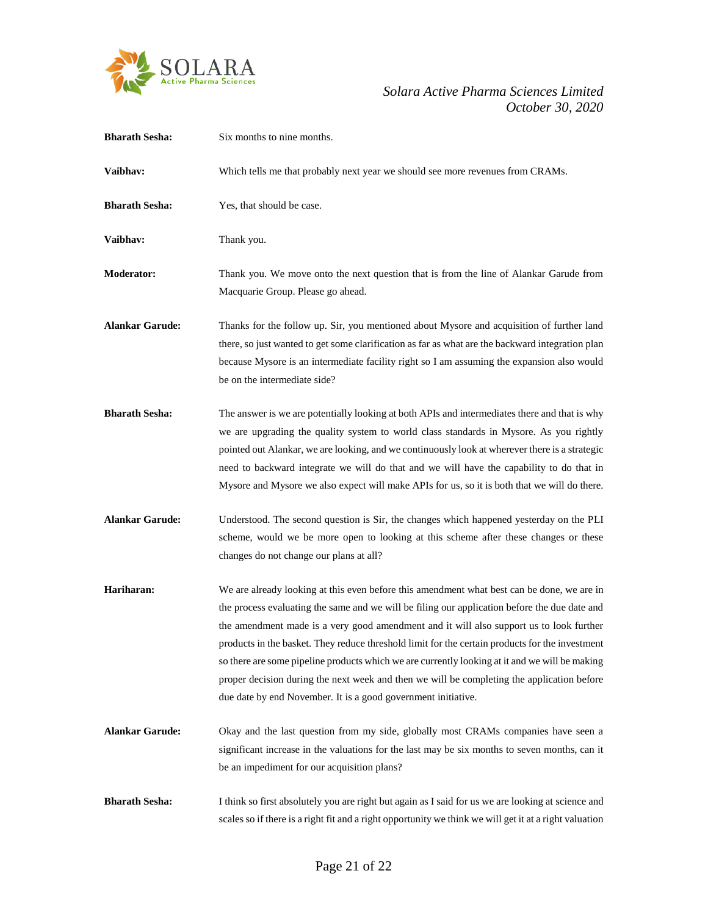**Bharath Sesha:** Six months to nine months.

**Vaibhav:** Which tells me that probably next year we should see more revenues from CRAMs.

**Bharath Sesha:** Yes, that should be case.

**Vaibhav:** Thank you.

**Moderator:** Thank you. We move onto the next question that is from the line of Alankar Garude from Macquarie Group. Please go ahead.

**Alankar Garude:** Thanks for the follow up. Sir, you mentioned about Mysore and acquisition of further land there, so just wanted to get some clarification as far as what are the backward integration plan because Mysore is an intermediate facility right so I am assuming the expansion also would be on the intermediate side?

**Bharath Sesha:** The answer is we are potentially looking at both APIs and intermediates there and that is why we are upgrading the quality system to world class standards in Mysore. As you rightly pointed out Alankar, we are looking, and we continuously look at wherever there is a strategic need to backward integrate we will do that and we will have the capability to do that in Mysore and Mysore we also expect will make APIs for us, so it is both that we will do there.

**Alankar Garude:** Understood. The second question is Sir, the changes which happened yesterday on the PLI scheme, would we be more open to looking at this scheme after these changes or these changes do not change our plans at all?

**Hariharan:** We are already looking at this even before this amendment what best can be done, we are in the process evaluating the same and we will be filing our application before the due date and the amendment made is a very good amendment and it will also support us to look further products in the basket. They reduce threshold limit for the certain products for the investment so there are some pipeline products which we are currently looking at it and we will be making proper decision during the next week and then we will be completing the application before due date by end November. It is a good government initiative.

**Alankar Garude:** Okay and the last question from my side, globally most CRAMs companies have seen a significant increase in the valuations for the last may be six months to seven months, can it be an impediment for our acquisition plans?

**Bharath Sesha:** I think so first absolutely you are right but again as I said for us we are looking at science and scales so if there is a right fit and a right opportunity we think we will get it at a right valuation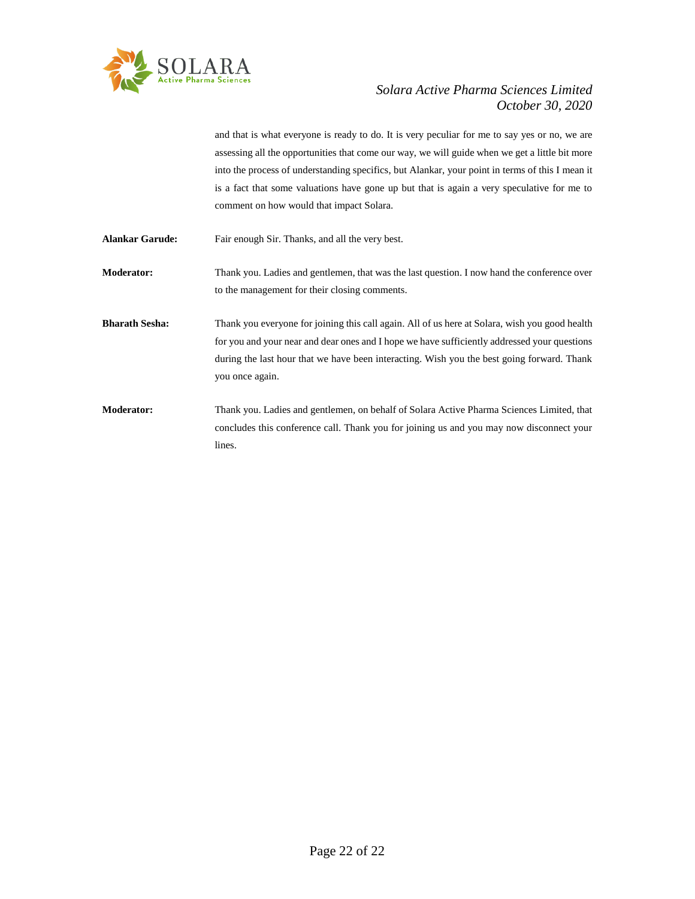and that is what everyone is ready to do. It is very peculiar for me to say yes or no, we are assessing all the opportunities that come our way, we will guide when we get a little bit more into the process of understanding specifics, but Alankar, your point in terms of this I mean it is a fact that some valuations have gone up but that is again a very speculative for me to comment on how would that impact Solara.

**Alankar Garude:** Fair enough Sir. Thanks, and all the very best.

**Moderator:** Thank you. Ladies and gentlemen, that was the last question. I now hand the conference over to the management for their closing comments.

**Bharath Sesha:** Thank you everyone for joining this call again. All of us here at Solara, wish you good health for you and your near and dear ones and I hope we have sufficiently addressed your questions during the last hour that we have been interacting. Wish you the best going forward. Thank you once again.

**Moderator:** Thank you. Ladies and gentlemen, on behalf of Solara Active Pharma Sciences Limited, that concludes this conference call. Thank you for joining us and you may now disconnect your lines.